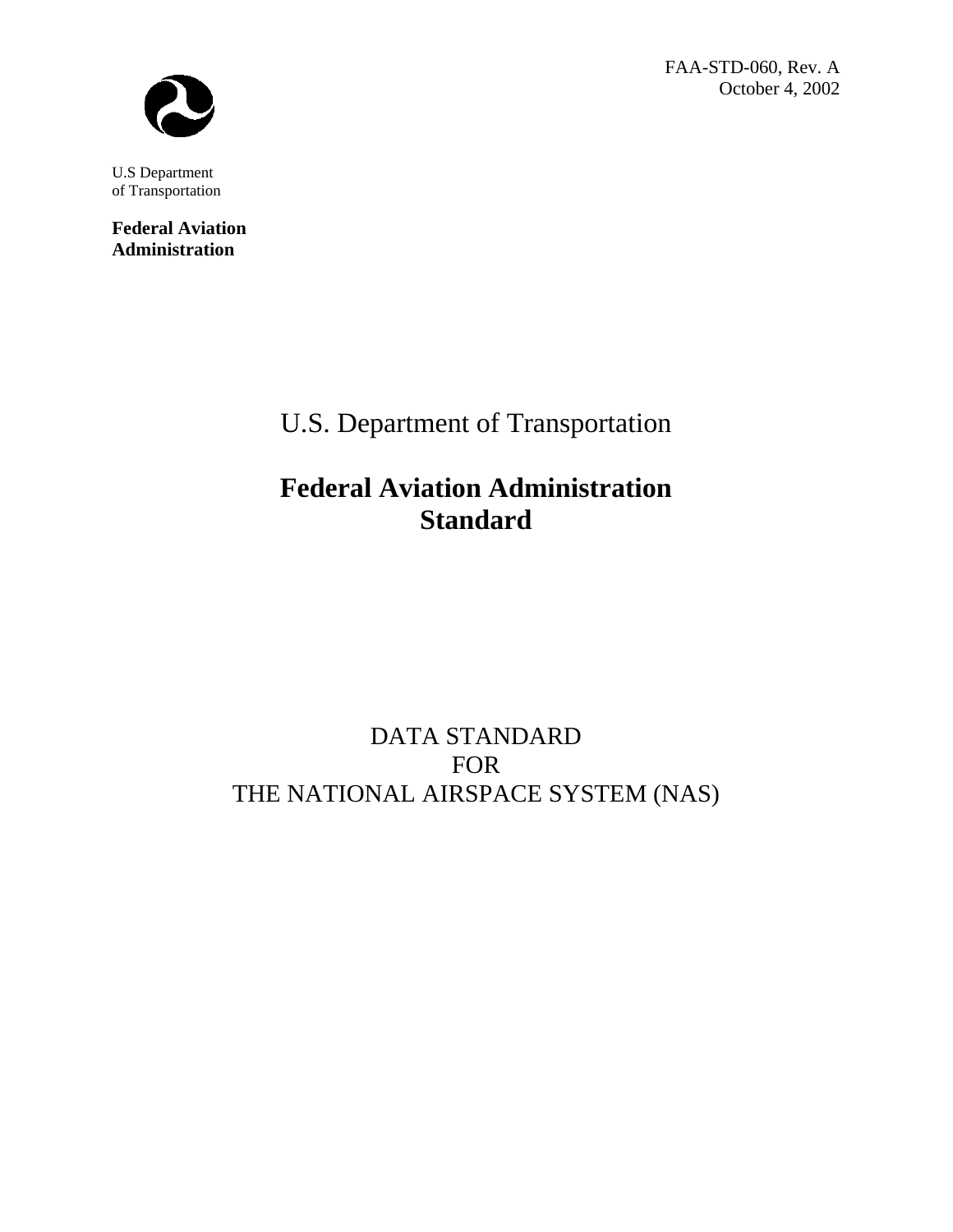FAA-STD-060, Rev. A
October 4, 2002

U.S Department
of Transportation

**Federal Aviation Administration**

U.S. Department of Transportation

# Federal Aviation Administration Standard

DATA STANDARD
FOR
THE NATIONAL AIRSPACE SYSTEM (NAS)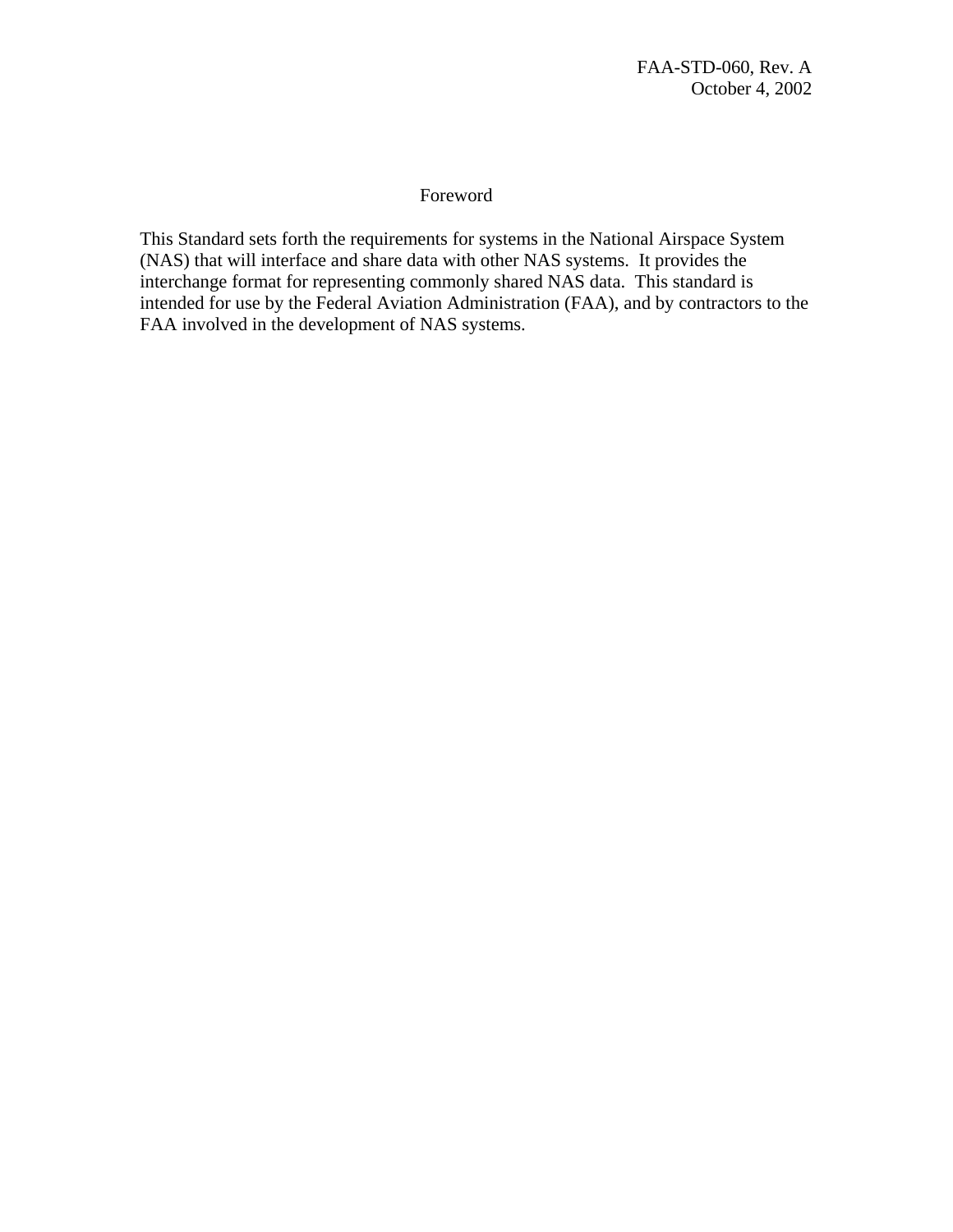## Foreword

This Standard sets forth the requirements for systems in the National Airspace System (NAS) that will interface and share data with other NAS systems. It provides the interchange format for representing commonly shared NAS data. This standard is intended for use by the Federal Aviation Administration (FAA), and by contractors to the FAA involved in the development of NAS systems.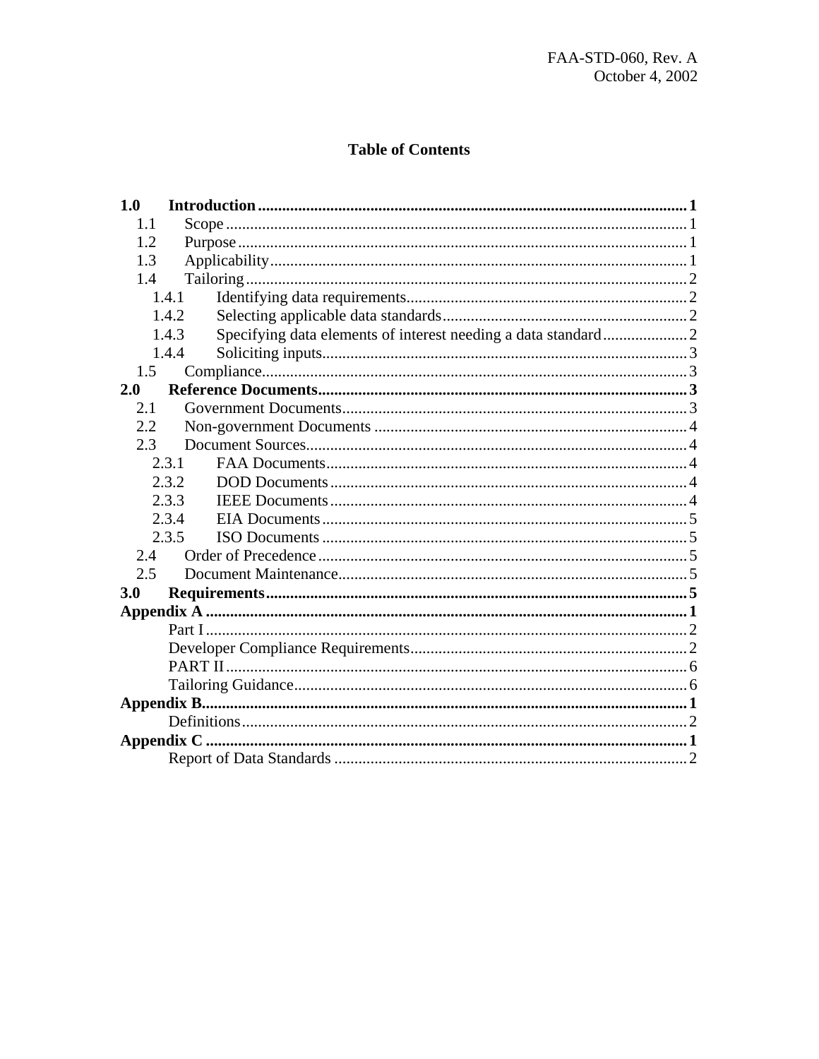## Table of Contents

**1.0 Introduction** .......... **1**
- 1.1 Scope .......... 1
- 1.2 Purpose .......... 1
- 1.3 Applicability .......... 1
- 1.4 Tailoring .......... 2
  - 1.4.1 Identifying data requirements .......... 2
  - 1.4.2 Selecting applicable data standards .......... 2
  - 1.4.3 Specifying data elements of interest needing a data standard .......... 2
  - 1.4.4 Soliciting inputs .......... 3
- 1.5 Compliance .......... 3

**2.0 Reference Documents** .......... **3**
- 2.1 Government Documents .......... 3
- 2.2 Non-government Documents .......... 4
- 2.3 Document Sources .......... 4
  - 2.3.1 FAA Documents .......... 4
  - 2.3.2 DOD Documents .......... 4
  - 2.3.3 IEEE Documents .......... 4
  - 2.3.4 EIA Documents .......... 5
  - 2.3.5 ISO Documents .......... 5
- 2.4 Order of Precedence .......... 5
- 2.5 Document Maintenance .......... 5

**3.0 Requirements** .......... **5**

**Appendix A** .......... **1**
- Part I .......... 2
- Developer Compliance Requirements .......... 2
- PART II .......... 6
- Tailoring Guidance .......... 6

**Appendix B** .......... **1**
- Definitions .......... 2

**Appendix C** .......... **1**
- Report of Data Standards .......... 2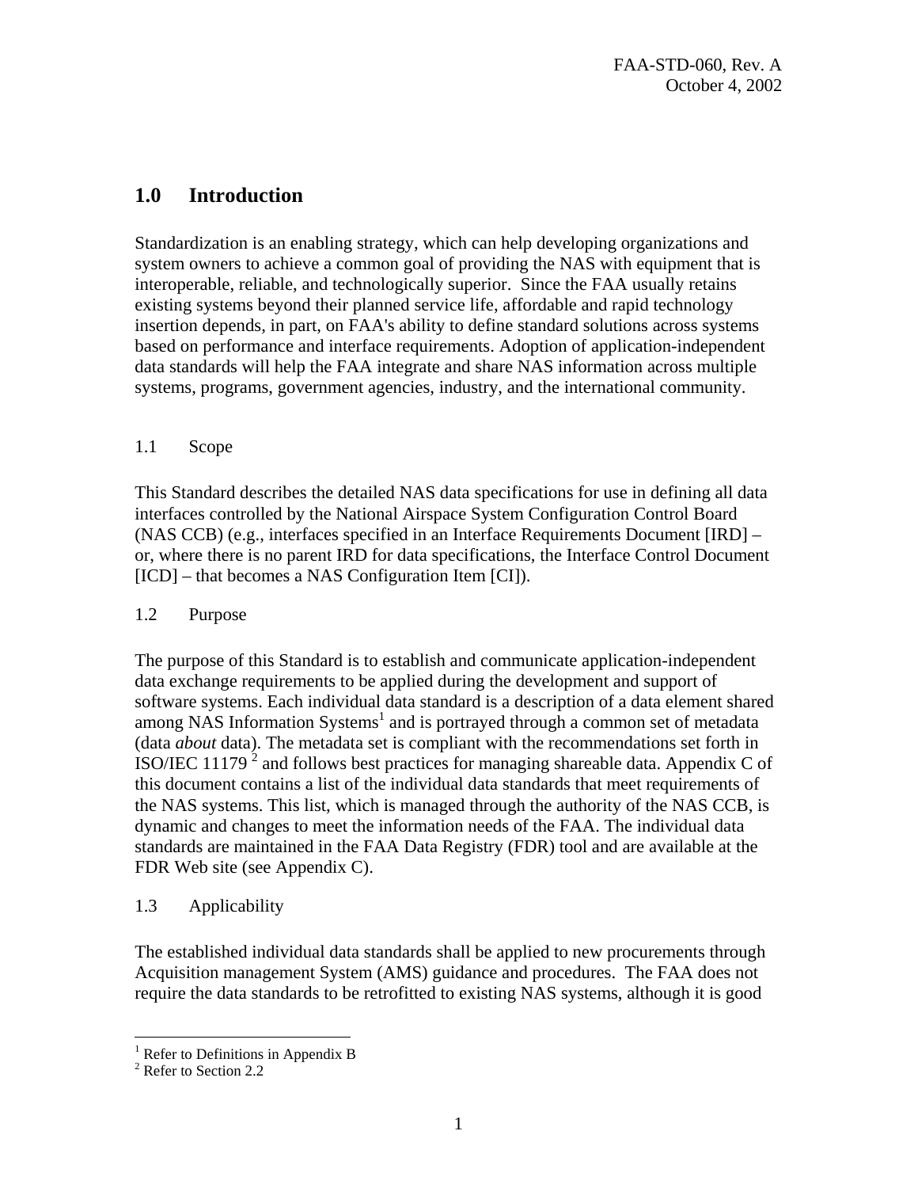# 1.0 Introduction

Standardization is an enabling strategy, which can help developing organizations and system owners to achieve a common goal of providing the NAS with equipment that is interoperable, reliable, and technologically superior. Since the FAA usually retains existing systems beyond their planned service life, affordable and rapid technology insertion depends, in part, on FAA's ability to define standard solutions across systems based on performance and interface requirements. Adoption of application-independent data standards will help the FAA integrate and share NAS information across multiple systems, programs, government agencies, industry, and the international community.

## 1.1 Scope

This Standard describes the detailed NAS data specifications for use in defining all data interfaces controlled by the National Airspace System Configuration Control Board (NAS CCB) (e.g., interfaces specified in an Interface Requirements Document [IRD] – or, where there is no parent IRD for data specifications, the Interface Control Document [ICD] – that becomes a NAS Configuration Item [CI]).

## 1.2 Purpose

The purpose of this Standard is to establish and communicate application-independent data exchange requirements to be applied during the development and support of software systems. Each individual data standard is a description of a data element shared among NAS Information Systems[1] and is portrayed through a common set of metadata (data *about* data). The metadata set is compliant with the recommendations set forth in ISO/IEC 11179 [2] and follows best practices for managing shareable data. Appendix C of this document contains a list of the individual data standards that meet requirements of the NAS systems. This list, which is managed through the authority of the NAS CCB, is dynamic and changes to meet the information needs of the FAA. The individual data standards are maintained in the FAA Data Registry (FDR) tool and are available at the FDR Web site (see Appendix C).

## 1.3 Applicability

The established individual data standards shall be applied to new procurements through Acquisition management System (AMS) guidance and procedures. The FAA does not require the data standards to be retrofitted to existing NAS systems, although it is good

---

[1] Refer to Definitions in Appendix B

[2] Refer to Section 2.2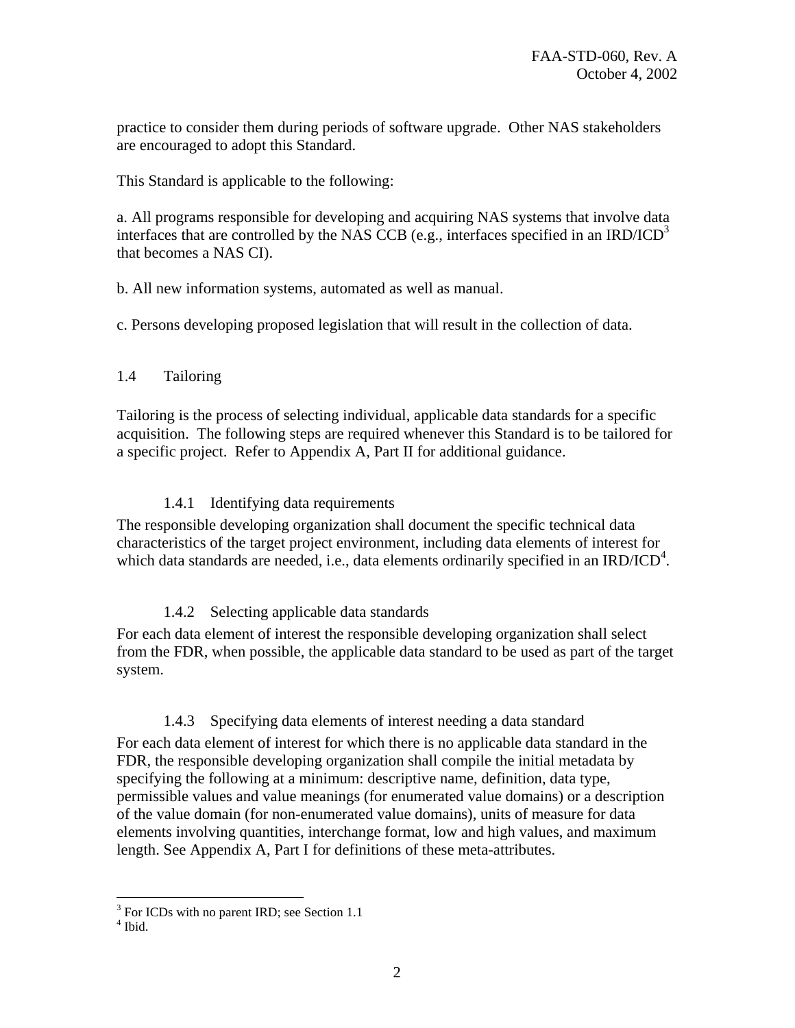practice to consider them during periods of software upgrade. Other NAS stakeholders are encouraged to adopt this Standard.

This Standard is applicable to the following:

a. All programs responsible for developing and acquiring NAS systems that involve data interfaces that are controlled by the NAS CCB (e.g., interfaces specified in an IRD/ICD[3] that becomes a NAS CI).

b. All new information systems, automated as well as manual.

c. Persons developing proposed legislation that will result in the collection of data.

## 1.4 Tailoring

Tailoring is the process of selecting individual, applicable data standards for a specific acquisition. The following steps are required whenever this Standard is to be tailored for a specific project. Refer to Appendix A, Part II for additional guidance.

### 1.4.1 Identifying data requirements

The responsible developing organization shall document the specific technical data characteristics of the target project environment, including data elements of interest for which data standards are needed, i.e., data elements ordinarily specified in an IRD/ICD[4].

### 1.4.2 Selecting applicable data standards

For each data element of interest the responsible developing organization shall select from the FDR, when possible, the applicable data standard to be used as part of the target system.

### 1.4.3 Specifying data elements of interest needing a data standard

For each data element of interest for which there is no applicable data standard in the FDR, the responsible developing organization shall compile the initial metadata by specifying the following at a minimum: descriptive name, definition, data type, permissible values and value meanings (for enumerated value domains) or a description of the value domain (for non-enumerated value domains), units of measure for data elements involving quantities, interchange format, low and high values, and maximum length. See Appendix A, Part I for definitions of these meta-attributes.

---

[3] For ICDs with no parent IRD; see Section 1.1

[4] Ibid.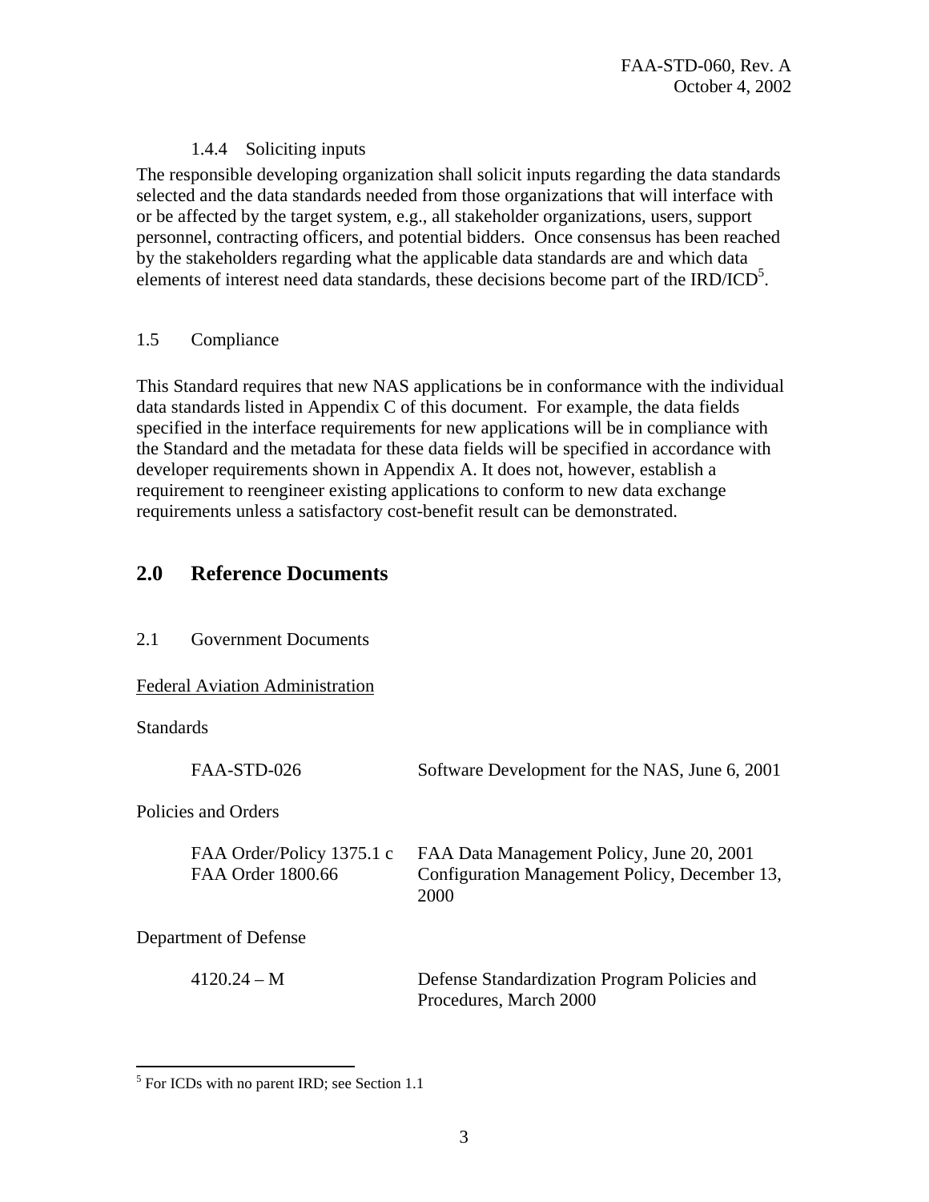#### 1.4.4 Soliciting inputs

The responsible developing organization shall solicit inputs regarding the data standards selected and the data standards needed from those organizations that will interface with or be affected by the target system, e.g., all stakeholder organizations, users, support personnel, contracting officers, and potential bidders. Once consensus has been reached by the stakeholders regarding what the applicable data standards are and which data elements of interest need data standards, these decisions become part of the IRD/ICD[5].

### 1.5 Compliance

This Standard requires that new NAS applications be in conformance with the individual data standards listed in Appendix C of this document. For example, the data fields specified in the interface requirements for new applications will be in compliance with the Standard and the metadata for these data fields will be specified in accordance with developer requirements shown in Appendix A. It does not, however, establish a requirement to reengineer existing applications to conform to new data exchange requirements unless a satisfactory cost-benefit result can be demonstrated.

## 2.0 Reference Documents

### 2.1 Government Documents

<u>Federal Aviation Administration</u>

Standards

| | |
|---|---|
| FAA-STD-026 | Software Development for the NAS, June 6, 2001 |

Policies and Orders

| | |
|---|---|
| FAA Order/Policy 1375.1 c | FAA Data Management Policy, June 20, 2001 |
| FAA Order 1800.66 | Configuration Management Policy, December 13, 2000 |

Department of Defense

| | |
|---|---|
| 4120.24 – M | Defense Standardization Program Policies and Procedures, March 2000 |

[5] For ICDs with no parent IRD; see Section 1.1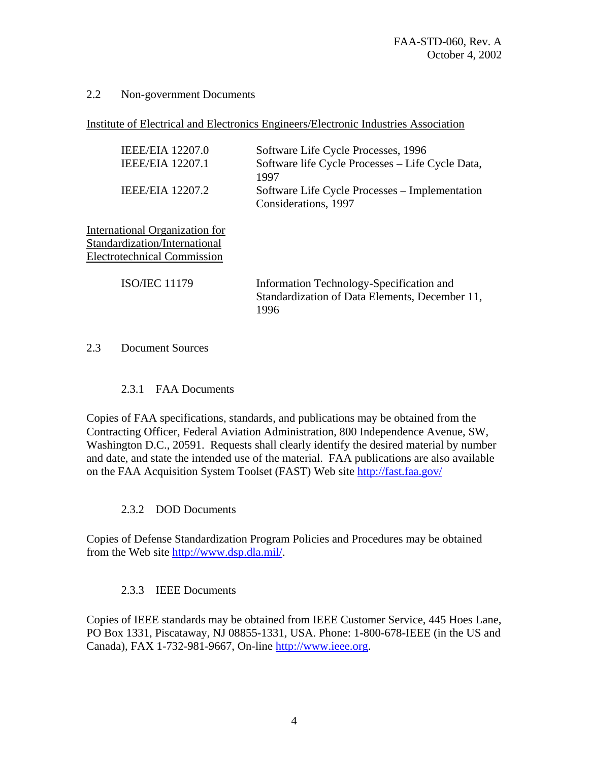## 2.2 Non-government Documents

<u>Institute of Electrical and Electronics Engineers/Electronic Industries Association</u>

| | |
|---|---|
| IEEE/EIA 12207.0 | Software Life Cycle Processes, 1996 |
| IEEE/EIA 12207.1 | Software life Cycle Processes – Life Cycle Data, 1997 |
| IEEE/EIA 12207.2 | Software Life Cycle Processes – Implementation Considerations, 1997 |

<u>International Organization for Standardization/International Electrotechnical Commission</u>

| | |
|---|---|
| ISO/IEC 11179 | Information Technology-Specification and Standardization of Data Elements, December 11, 1996 |

## 2.3 Document Sources

### 2.3.1 FAA Documents

Copies of FAA specifications, standards, and publications may be obtained from the Contracting Officer, Federal Aviation Administration, 800 Independence Avenue, SW, Washington D.C., 20591. Requests shall clearly identify the desired material by number and date, and state the intended use of the material. FAA publications are also available on the FAA Acquisition System Toolset (FAST) Web site http://fast.faa.gov/

### 2.3.2 DOD Documents

Copies of Defense Standardization Program Policies and Procedures may be obtained from the Web site http://www.dsp.dla.mil/.

### 2.3.3 IEEE Documents

Copies of IEEE standards may be obtained from IEEE Customer Service, 445 Hoes Lane, PO Box 1331, Piscataway, NJ 08855-1331, USA. Phone: 1-800-678-IEEE (in the US and Canada), FAX 1-732-981-9667, On-line http://www.ieee.org.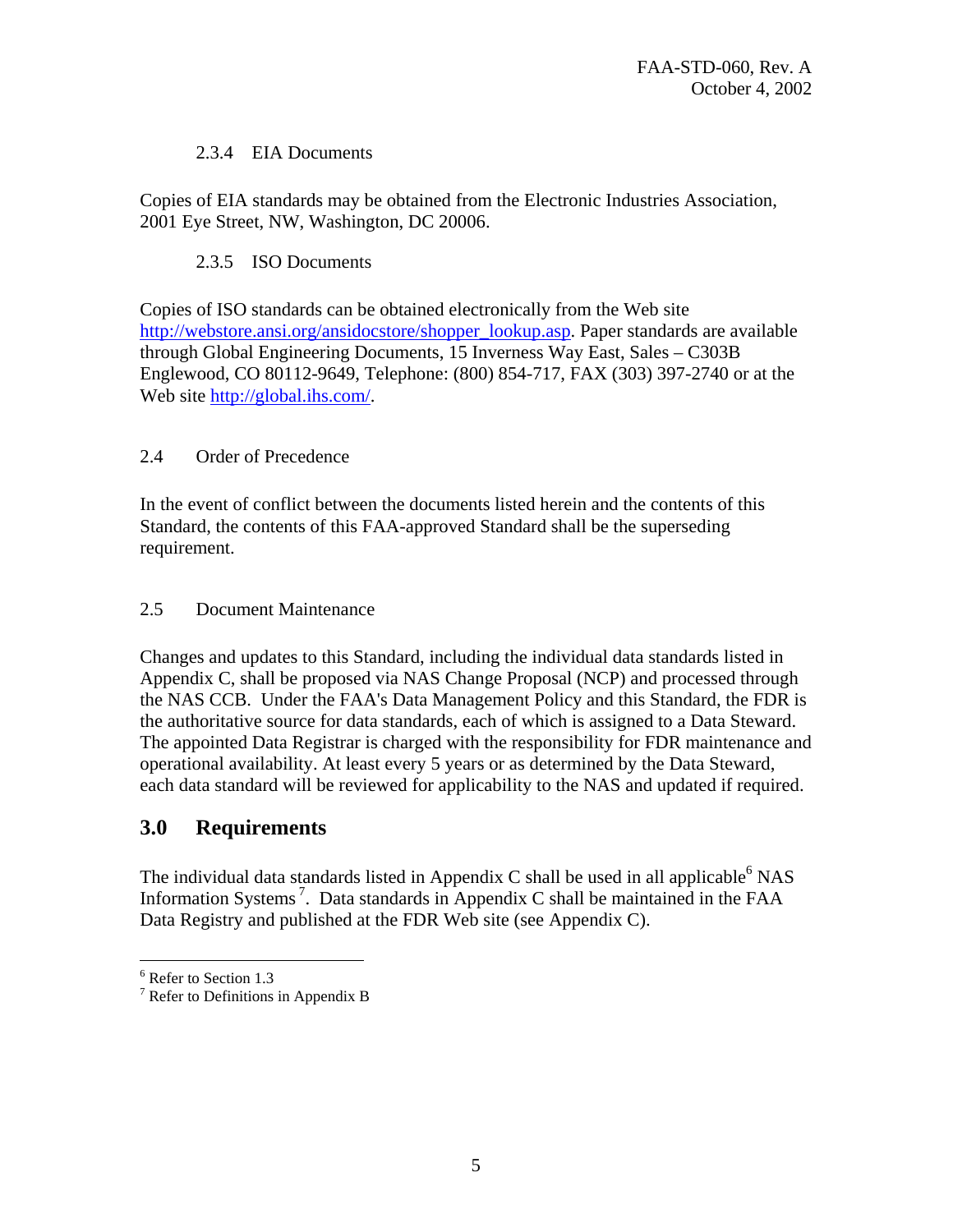#### 2.3.4 EIA Documents

Copies of EIA standards may be obtained from the Electronic Industries Association, 2001 Eye Street, NW, Washington, DC 20006.

#### 2.3.5 ISO Documents

Copies of ISO standards can be obtained electronically from the Web site http://webstore.ansi.org/ansidocstore/shopper_lookup.asp. Paper standards are available through Global Engineering Documents, 15 Inverness Way East, Sales – C303B Englewood, CO 80112-9649, Telephone: (800) 854-717, FAX (303) 397-2740 or at the Web site http://global.ihs.com/.

### 2.4 Order of Precedence

In the event of conflict between the documents listed herein and the contents of this Standard, the contents of this FAA-approved Standard shall be the superseding requirement.

### 2.5 Document Maintenance

Changes and updates to this Standard, including the individual data standards listed in Appendix C, shall be proposed via NAS Change Proposal (NCP) and processed through the NAS CCB. Under the FAA's Data Management Policy and this Standard, the FDR is the authoritative source for data standards, each of which is assigned to a Data Steward. The appointed Data Registrar is charged with the responsibility for FDR maintenance and operational availability. At least every 5 years or as determined by the Data Steward, each data standard will be reviewed for applicability to the NAS and updated if required.

## 3.0 Requirements

The individual data standards listed in Appendix C shall be used in all applicable[6] NAS Information Systems[7]. Data standards in Appendix C shall be maintained in the FAA Data Registry and published at the FDR Web site (see Appendix C).

---

[6] Refer to Section 1.3

[7] Refer to Definitions in Appendix B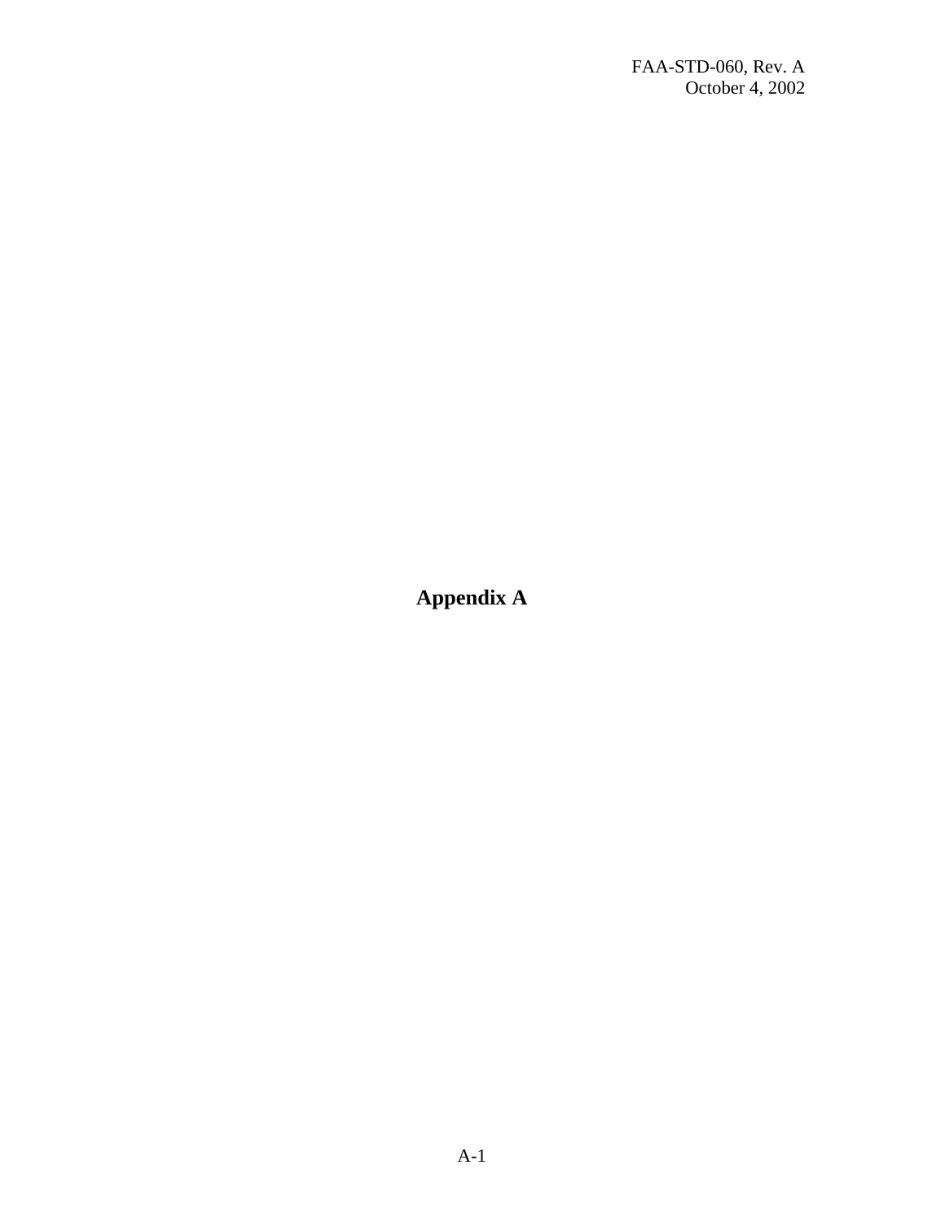# Appendix A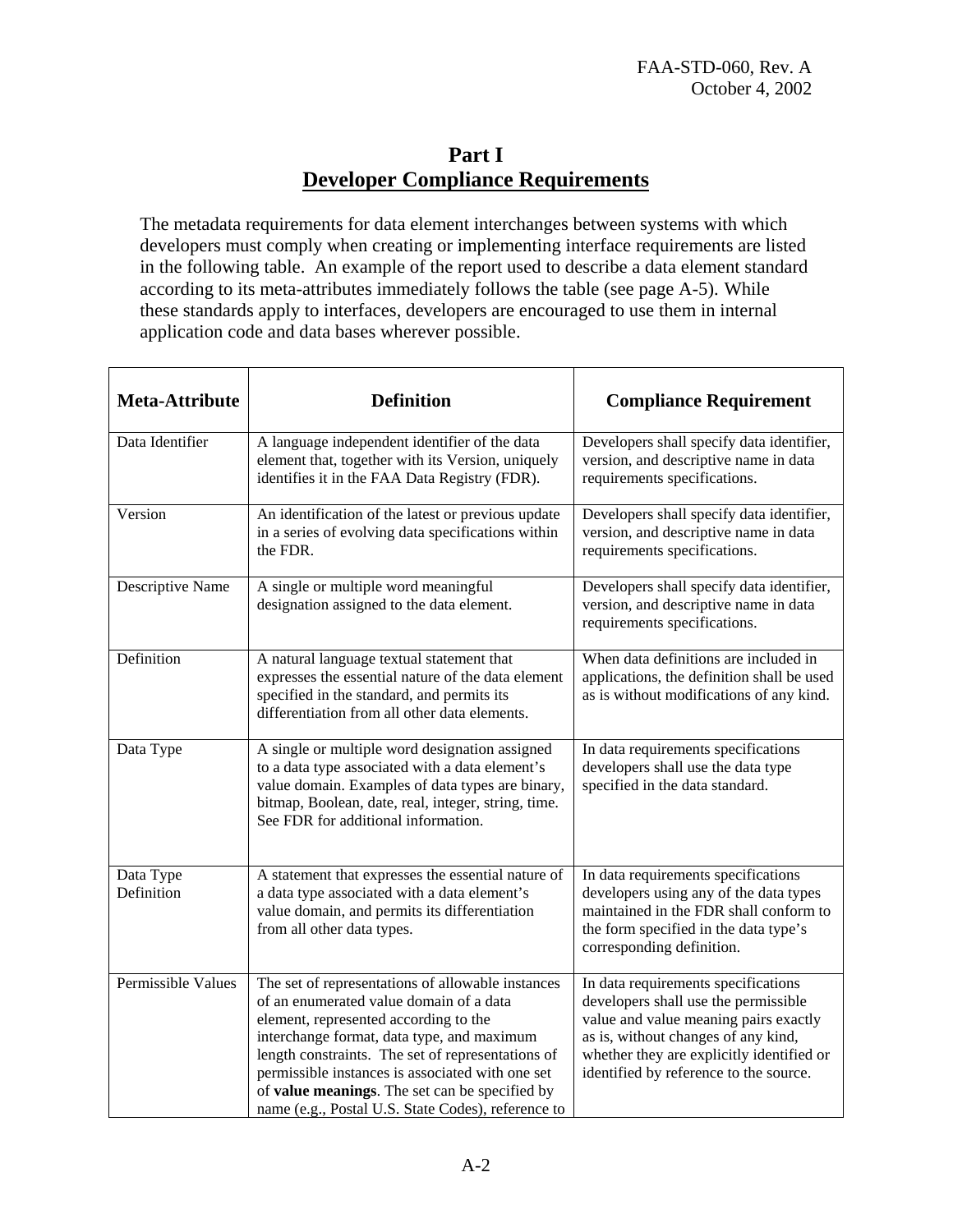# Part I
## Developer Compliance Requirements

The metadata requirements for data element interchanges between systems with which developers must comply when creating or implementing interface requirements are listed in the following table. An example of the report used to describe a data element standard according to its meta-attributes immediately follows the table (see page A-5). While these standards apply to interfaces, developers are encouraged to use them in internal application code and data bases wherever possible.

| Meta-Attribute | Definition | Compliance Requirement |
|---|---|---|
| Data Identifier | A language independent identifier of the data element that, together with its Version, uniquely identifies it in the FAA Data Registry (FDR). | Developers shall specify data identifier, version, and descriptive name in data requirements specifications. |
| Version | An identification of the latest or previous update in a series of evolving data specifications within the FDR. | Developers shall specify data identifier, version, and descriptive name in data requirements specifications. |
| Descriptive Name | A single or multiple word meaningful designation assigned to the data element. | Developers shall specify data identifier, version, and descriptive name in data requirements specifications. |
| Definition | A natural language textual statement that expresses the essential nature of the data element specified in the standard, and permits its differentiation from all other data elements. | When data definitions are included in applications, the definition shall be used as is without modifications of any kind. |
| Data Type | A single or multiple word designation assigned to a data type associated with a data element's value domain. Examples of data types are binary, bitmap, Boolean, date, real, integer, string, time. See FDR for additional information. | In data requirements specifications developers shall use the data type specified in the data standard. |
| Data Type Definition | A statement that expresses the essential nature of a data type associated with a data element's value domain, and permits its differentiation from all other data types. | In data requirements specifications developers using any of the data types maintained in the FDR shall conform to the form specified in the data type's corresponding definition. |
| Permissible Values | The set of representations of allowable instances of an enumerated value domain of a data element, represented according to the interchange format, data type, and maximum length constraints. The set of representations of permissible instances is associated with one set of **value meanings**. The set can be specified by name (e.g., Postal U.S. State Codes), reference to | In data requirements specifications developers shall use the permissible value and value meaning pairs exactly as is, without changes of any kind, whether they are explicitly identified or identified by reference to the source. |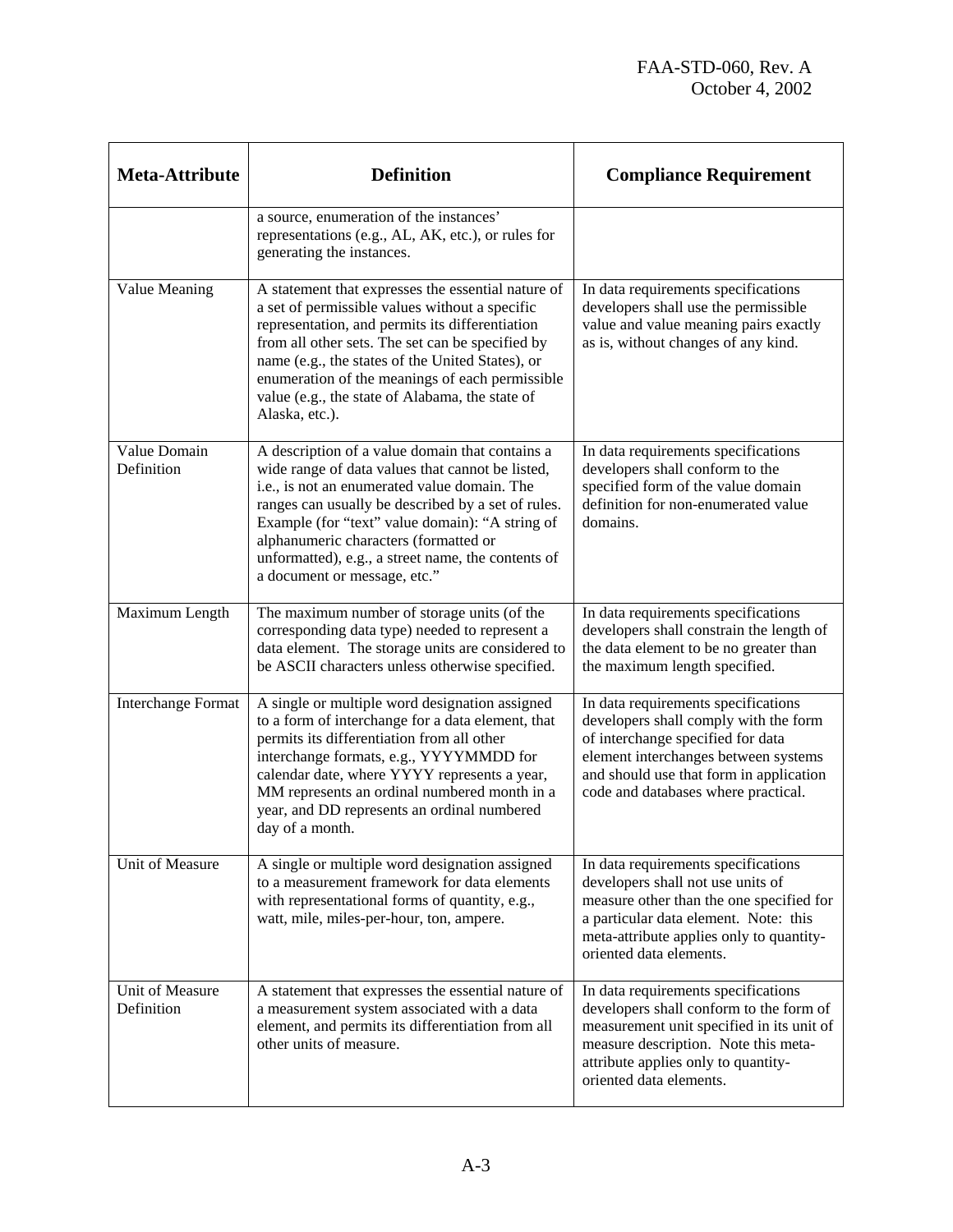| Meta-Attribute | Definition | Compliance Requirement |
|---|---|---|
| | a source, enumeration of the instances' representations (e.g., AL, AK, etc.), or rules for generating the instances. | |
| Value Meaning | A statement that expresses the essential nature of a set of permissible values without a specific representation, and permits its differentiation from all other sets. The set can be specified by name (e.g., the states of the United States), or enumeration of the meanings of each permissible value (e.g., the state of Alabama, the state of Alaska, etc.). | In data requirements specifications developers shall use the permissible value and value meaning pairs exactly as is, without changes of any kind. |
| Value Domain Definition | A description of a value domain that contains a wide range of data values that cannot be listed, i.e., is not an enumerated value domain. The ranges can usually be described by a set of rules. Example (for "text" value domain): "A string of alphanumeric characters (formatted or unformatted), e.g., a street name, the contents of a document or message, etc." | In data requirements specifications developers shall conform to the specified form of the value domain definition for non-enumerated value domains. |
| Maximum Length | The maximum number of storage units (of the corresponding data type) needed to represent a data element. The storage units are considered to be ASCII characters unless otherwise specified. | In data requirements specifications developers shall constrain the length of the data element to be no greater than the maximum length specified. |
| Interchange Format | A single or multiple word designation assigned to a form of interchange for a data element, that permits its differentiation from all other interchange formats, e.g., YYYYMMDD for calendar date, where YYYY represents a year, MM represents an ordinal numbered month in a year, and DD represents an ordinal numbered day of a month. | In data requirements specifications developers shall comply with the form of interchange specified for data element interchanges between systems and should use that form in application code and databases where practical. |
| Unit of Measure | A single or multiple word designation assigned to a measurement framework for data elements with representational forms of quantity, e.g., watt, mile, miles-per-hour, ton, ampere. | In data requirements specifications developers shall not use units of measure other than the one specified for a particular data element. Note: this meta-attribute applies only to quantity-oriented data elements. |
| Unit of Measure Definition | A statement that expresses the essential nature of a measurement system associated with a data element, and permits its differentiation from all other units of measure. | In data requirements specifications developers shall conform to the form of measurement unit specified in its unit of measure description. Note this meta-attribute applies only to quantity-oriented data elements. |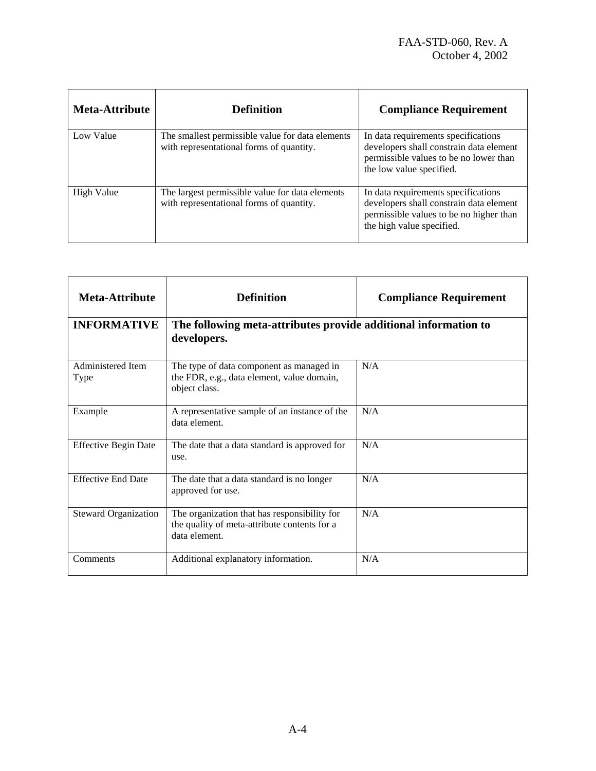| Meta-Attribute | Definition | Compliance Requirement |
|---|---|---|
| Low Value | The smallest permissible value for data elements with representational forms of quantity. | In data requirements specifications developers shall constrain data element permissible values to be no lower than the low value specified. |
| High Value | The largest permissible value for data elements with representational forms of quantity. | In data requirements specifications developers shall constrain data element permissible values to be no higher than the high value specified. |

| Meta-Attribute | Definition | Compliance Requirement |
|---|---|---|
| **INFORMATIVE** | **The following meta-attributes provide additional information to developers.** | |
| Administered Item Type | The type of data component as managed in the FDR, e.g., data element, value domain, object class. | N/A |
| Example | A representative sample of an instance of the data element. | N/A |
| Effective Begin Date | The date that a data standard is approved for use. | N/A |
| Effective End Date | The date that a data standard is no longer approved for use. | N/A |
| Steward Organization | The organization that has responsibility for the quality of meta-attribute contents for a data element. | N/A |
| Comments | Additional explanatory information. | N/A |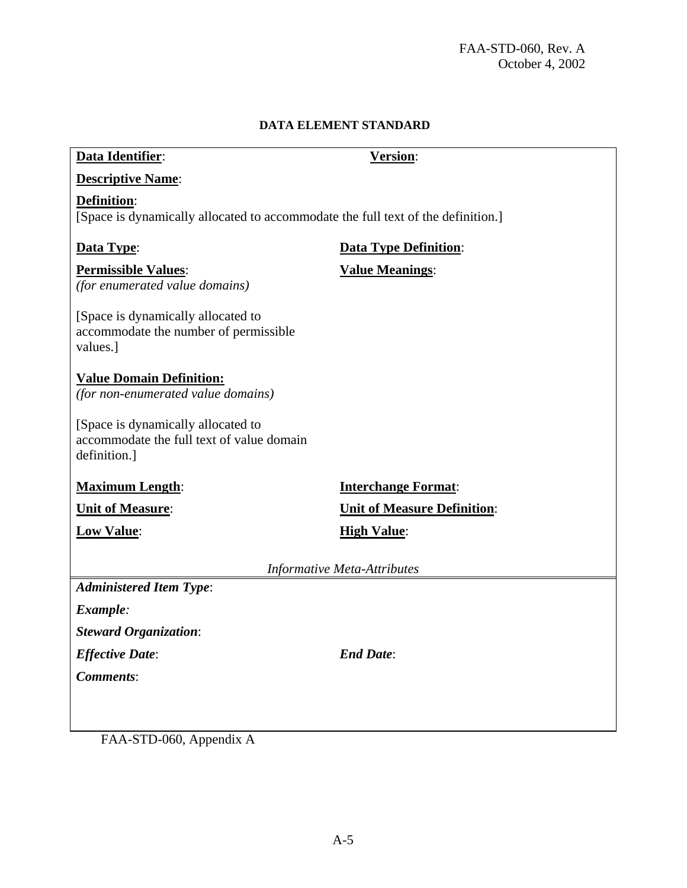**DATA ELEMENT STANDARD**

**Data Identifier**: **Version**:

**Descriptive Name**:

**Definition**:
[Space is dynamically allocated to accommodate the full text of the definition.]

**Data Type**: **Data Type Definition**:

**Permissible Values**: **Value Meanings**:
*(for enumerated value domains)*

[Space is dynamically allocated to accommodate the number of permissible values.]

**Value Domain Definition:**
*(for non-enumerated value domains)*

[Space is dynamically allocated to accommodate the full text of value domain definition.]

**Maximum Length**: **Interchange Format**:

**Unit of Measure**: **Unit of Measure Definition**:

**Low Value**: **High Value**:

*Informative Meta-Attributes*

***Administered Item Type***:

***Example***:

***Steward Organization***:

***Effective Date***: ***End Date***:

***Comments***:

FAA-STD-060, Appendix A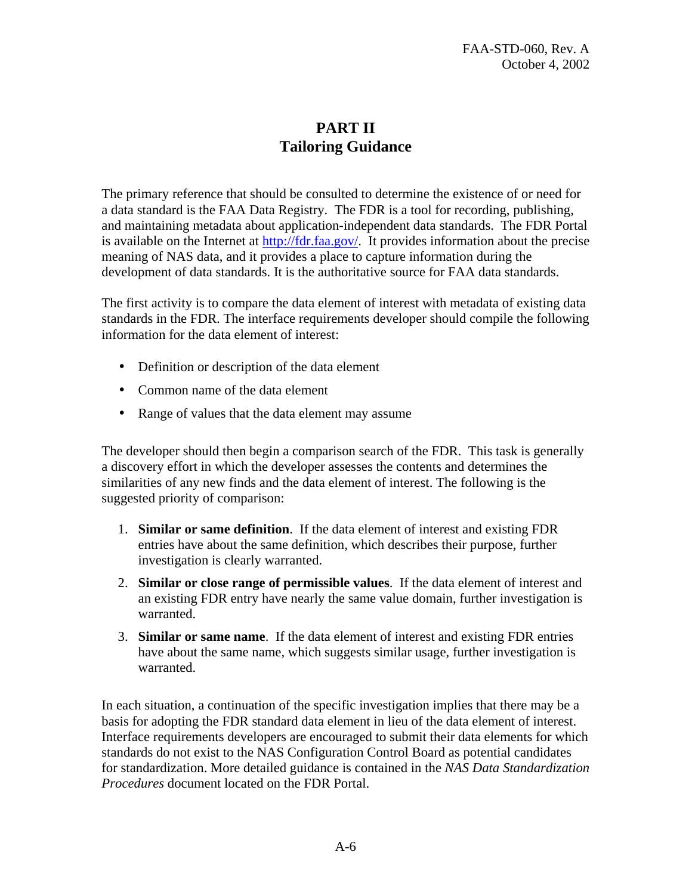# PART II
# Tailoring Guidance

The primary reference that should be consulted to determine the existence of or need for a data standard is the FAA Data Registry. The FDR is a tool for recording, publishing, and maintaining metadata about application-independent data standards. The FDR Portal is available on the Internet at [http://fdr.faa.gov/](http://fdr.faa.gov/). It provides information about the precise meaning of NAS data, and it provides a place to capture information during the development of data standards. It is the authoritative source for FAA data standards.

The first activity is to compare the data element of interest with metadata of existing data standards in the FDR. The interface requirements developer should compile the following information for the data element of interest:

- Definition or description of the data element
- Common name of the data element
- Range of values that the data element may assume

The developer should then begin a comparison search of the FDR. This task is generally a discovery effort in which the developer assesses the contents and determines the similarities of any new finds and the data element of interest. The following is the suggested priority of comparison:

1. **Similar or same definition**. If the data element of interest and existing FDR entries have about the same definition, which describes their purpose, further investigation is clearly warranted.
2. **Similar or close range of permissible values**. If the data element of interest and an existing FDR entry have nearly the same value domain, further investigation is warranted.
3. **Similar or same name**. If the data element of interest and existing FDR entries have about the same name, which suggests similar usage, further investigation is warranted.

In each situation, a continuation of the specific investigation implies that there may be a basis for adopting the FDR standard data element in lieu of the data element of interest. Interface requirements developers are encouraged to submit their data elements for which standards do not exist to the NAS Configuration Control Board as potential candidates for standardization. More detailed guidance is contained in the *NAS Data Standardization Procedures* document located on the FDR Portal.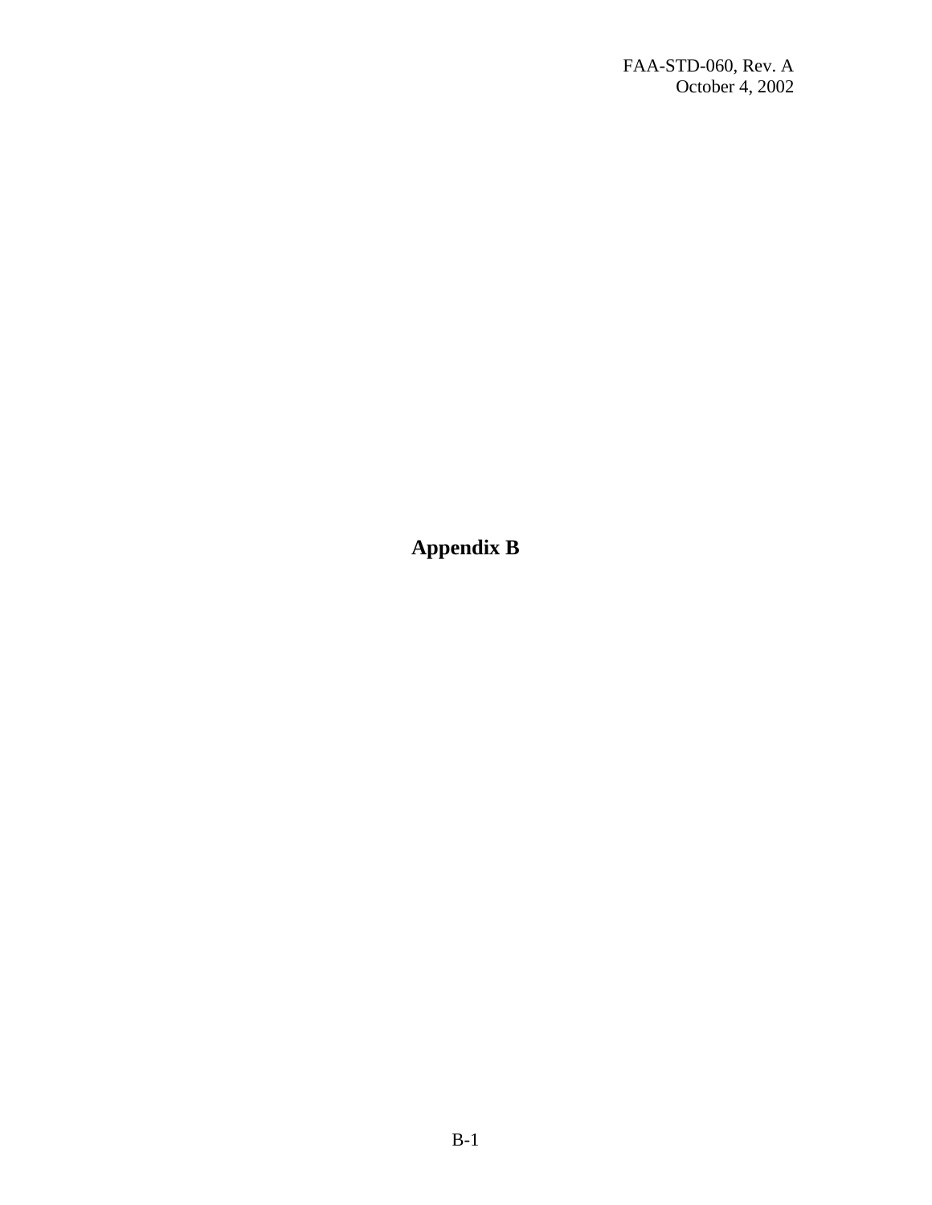# Appendix B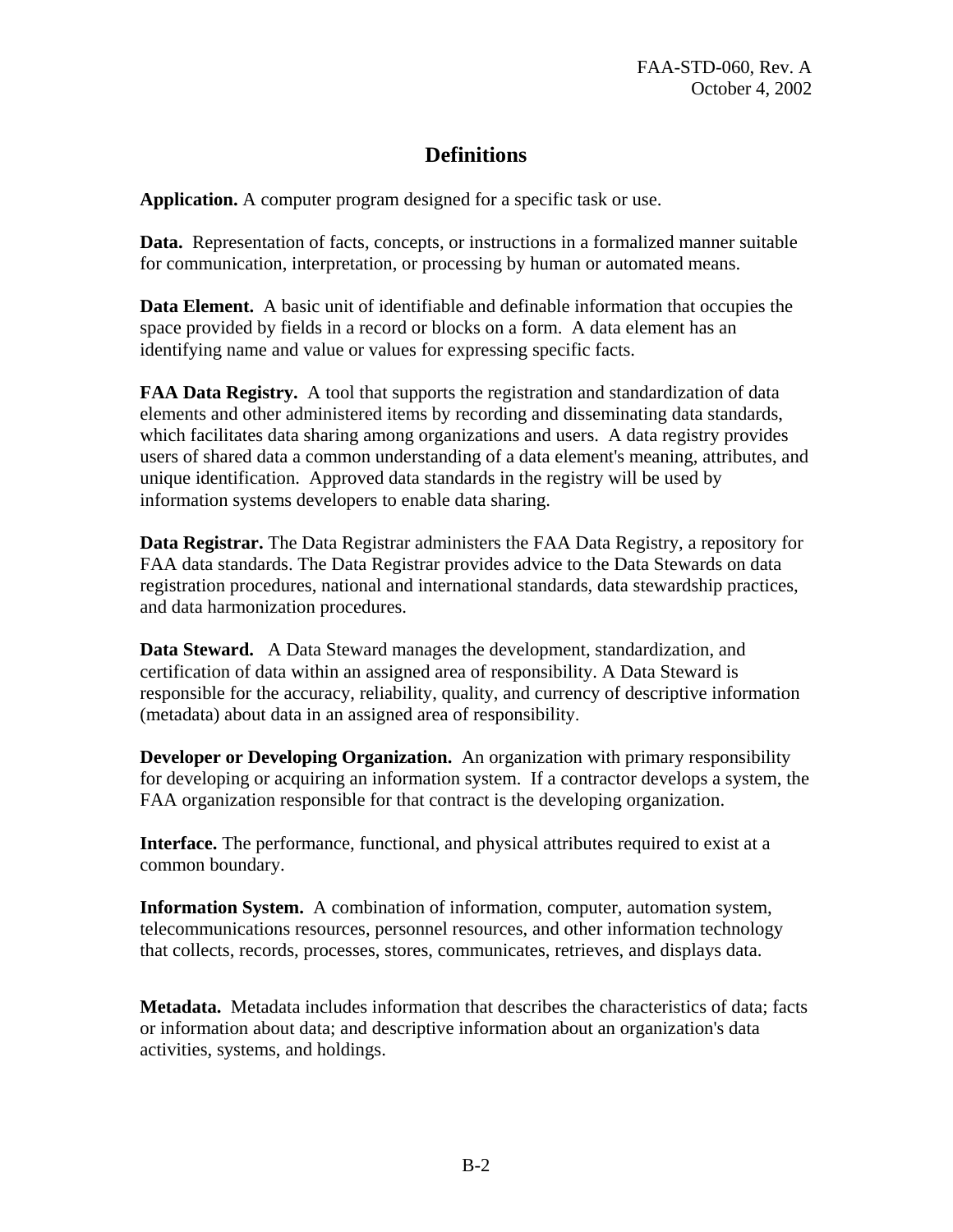## Definitions

**Application.** A computer program designed for a specific task or use.

**Data.** Representation of facts, concepts, or instructions in a formalized manner suitable for communication, interpretation, or processing by human or automated means.

**Data Element.** A basic unit of identifiable and definable information that occupies the space provided by fields in a record or blocks on a form. A data element has an identifying name and value or values for expressing specific facts.

**FAA Data Registry.** A tool that supports the registration and standardization of data elements and other administered items by recording and disseminating data standards, which facilitates data sharing among organizations and users. A data registry provides users of shared data a common understanding of a data element's meaning, attributes, and unique identification. Approved data standards in the registry will be used by information systems developers to enable data sharing.

**Data Registrar.** The Data Registrar administers the FAA Data Registry, a repository for FAA data standards. The Data Registrar provides advice to the Data Stewards on data registration procedures, national and international standards, data stewardship practices, and data harmonization procedures.

**Data Steward.** A Data Steward manages the development, standardization, and certification of data within an assigned area of responsibility. A Data Steward is responsible for the accuracy, reliability, quality, and currency of descriptive information (metadata) about data in an assigned area of responsibility.

**Developer or Developing Organization.** An organization with primary responsibility for developing or acquiring an information system. If a contractor develops a system, the FAA organization responsible for that contract is the developing organization.

**Interface.** The performance, functional, and physical attributes required to exist at a common boundary.

**Information System.** A combination of information, computer, automation system, telecommunications resources, personnel resources, and other information technology that collects, records, processes, stores, communicates, retrieves, and displays data.

**Metadata.** Metadata includes information that describes the characteristics of data; facts or information about data; and descriptive information about an organization's data activities, systems, and holdings.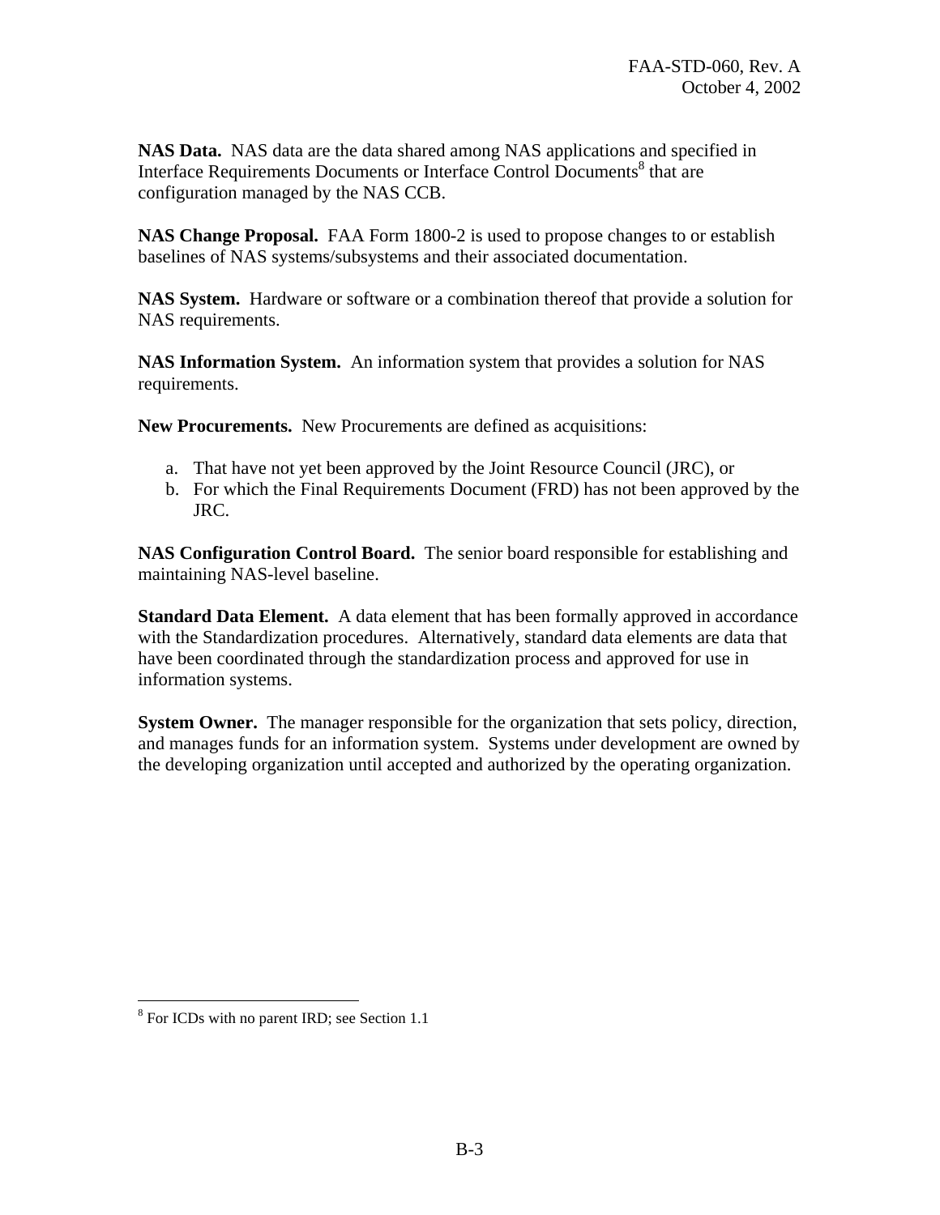**NAS Data.** NAS data are the data shared among NAS applications and specified in Interface Requirements Documents or Interface Control Documents[8] that are configuration managed by the NAS CCB.

**NAS Change Proposal.** FAA Form 1800-2 is used to propose changes to or establish baselines of NAS systems/subsystems and their associated documentation.

**NAS System.** Hardware or software or a combination thereof that provide a solution for NAS requirements.

**NAS Information System.** An information system that provides a solution for NAS requirements.

**New Procurements.** New Procurements are defined as acquisitions:

a. That have not yet been approved by the Joint Resource Council (JRC), or
b. For which the Final Requirements Document (FRD) has not been approved by the JRC.

**NAS Configuration Control Board.** The senior board responsible for establishing and maintaining NAS-level baseline.

**Standard Data Element.** A data element that has been formally approved in accordance with the Standardization procedures. Alternatively, standard data elements are data that have been coordinated through the standardization process and approved for use in information systems.

**System Owner.** The manager responsible for the organization that sets policy, direction, and manages funds for an information system. Systems under development are owned by the developing organization until accepted and authorized by the operating organization.

[8] For ICDs with no parent IRD; see Section 1.1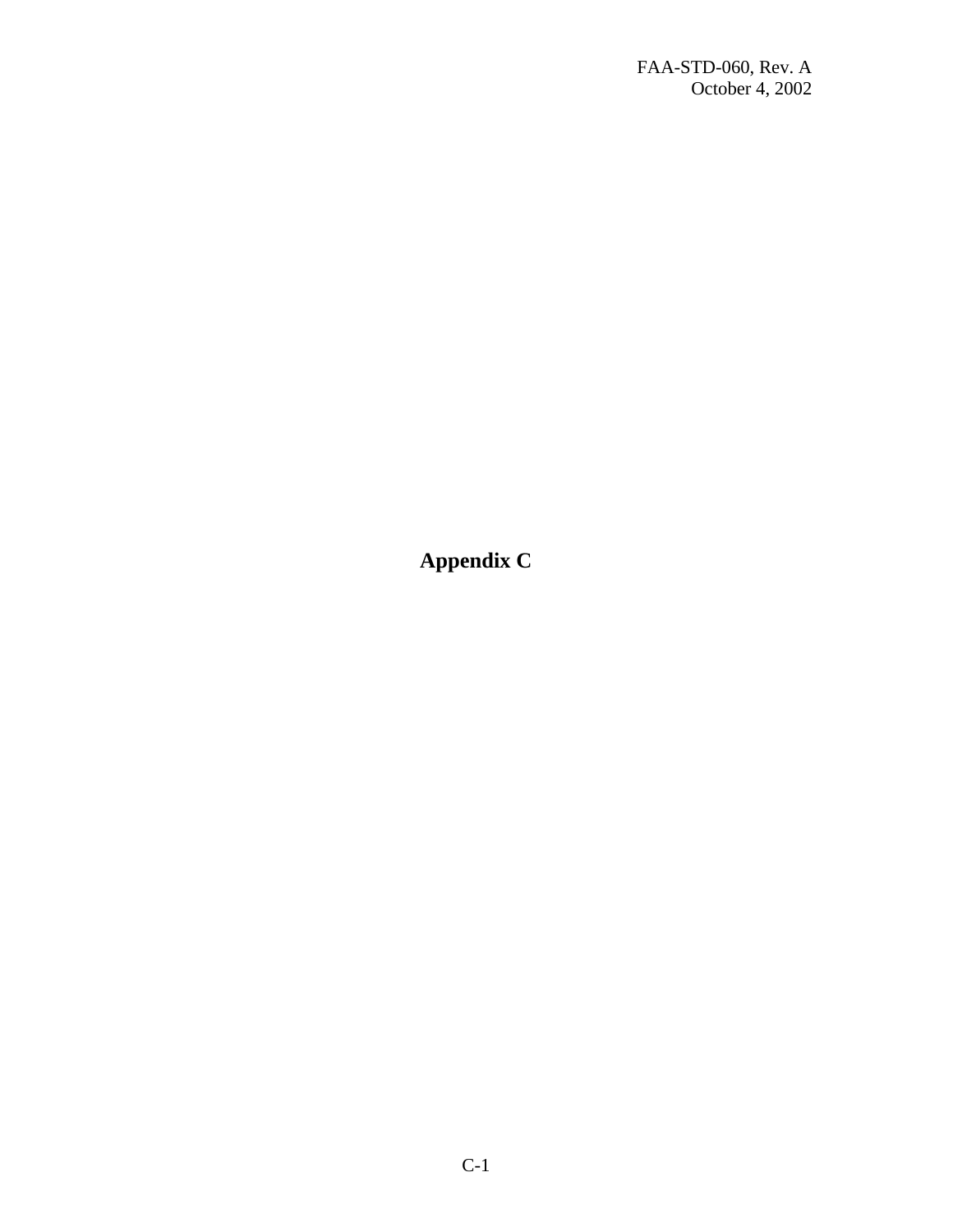# Appendix C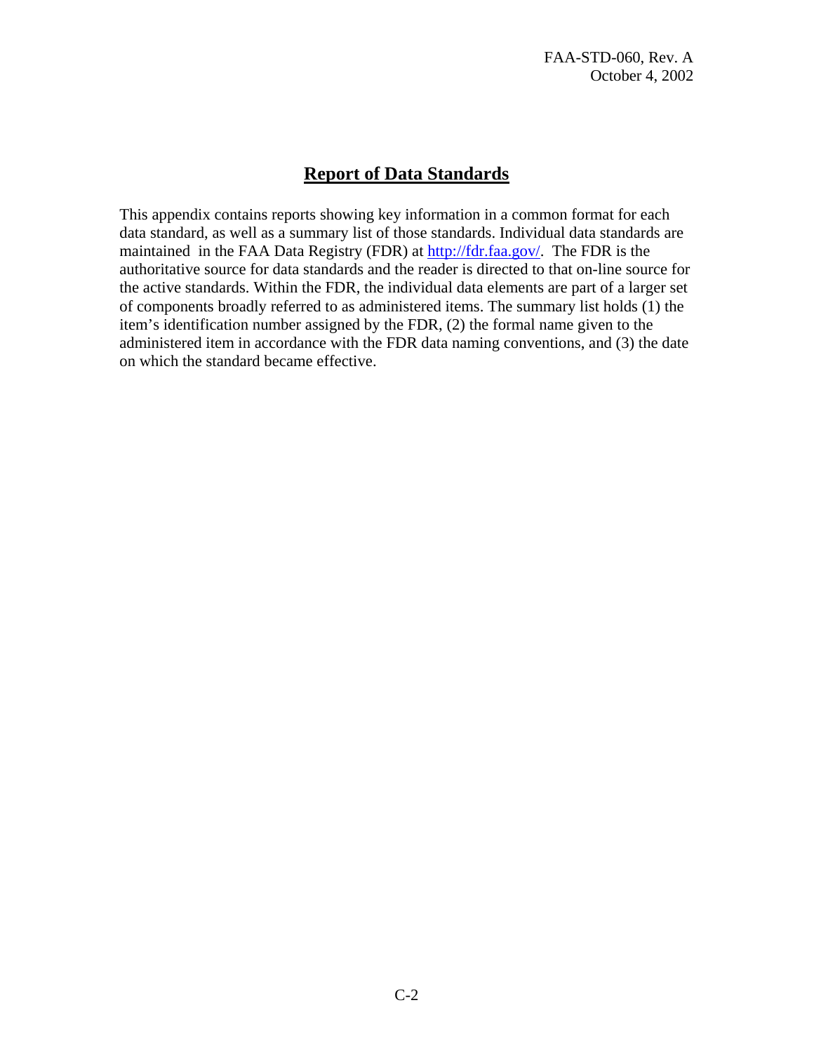# Report of Data Standards

This appendix contains reports showing key information in a common format for each data standard, as well as a summary list of those standards. Individual data standards are maintained in the FAA Data Registry (FDR) at http://fdr.faa.gov/. The FDR is the authoritative source for data standards and the reader is directed to that on-line source for the active standards. Within the FDR, the individual data elements are part of a larger set of components broadly referred to as administered items. The summary list holds (1) the item's identification number assigned by the FDR, (2) the formal name given to the administered item in accordance with the FDR data naming conventions, and (3) the date on which the standard became effective.